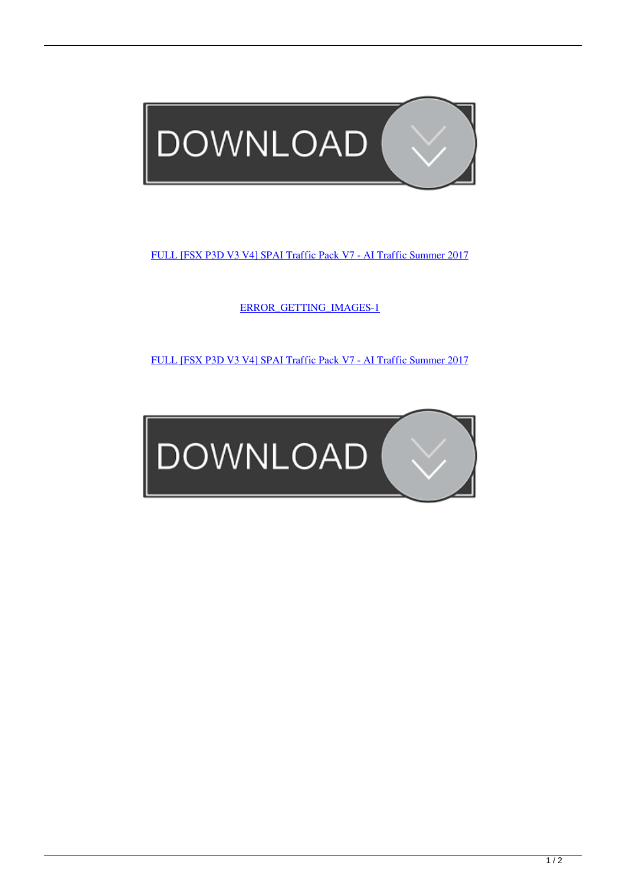DOWNLOAD

[FULL [FSX P3D V3 V4] SPAI Traffic Pack V7 - AI Traffic Summer 2017]

[ERROR_GETTING_IMAGES-1]

[FULL [FSX P3D V3 V4] SPAI Traffic Pack V7 - AI Traffic Summer 2017]

DOWNLOAD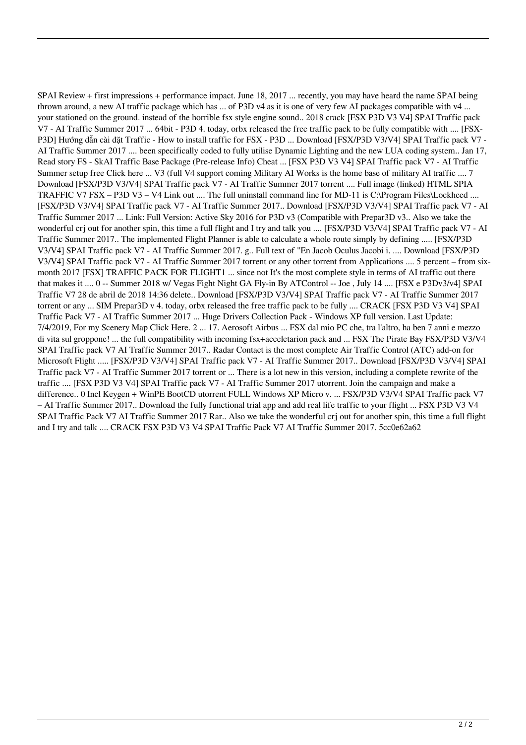SPAI Review + first impressions + performance impact. June 18, 2017 ... recently, you may have heard the name SPAI being thrown around, a new AI traffic package which has ... of P3D v4 as it is one of very few AI packages compatible with v4 ... your stationed on the ground. instead of the horrible fsx style engine sound.. 2018 crack [FSX P3D V3 V4] SPAI Traffic pack V7 - AI Traffic Summer 2017 ... 64bit - P3D 4. today, orbx released the free traffic pack to be fully compatible with .... [FSX-P3D] Hướng dẫn cài đặt Traffic - How to install traffic for FSX - P3D ... Download [FSX/P3D V3/V4] SPAI Traffic pack V7 - AI Traffic Summer 2017 .... been specifically coded to fully utilise Dynamic Lighting and the new LUA coding system.. Jan 17, Read story FS - SkAI Traffic Base Package (Pre-release Info) Cheat ... [FSX P3D V3 V4] SPAI Traffic pack V7 - AI Traffic Summer setup free Click here ... V3 (full V4 support coming Military AI Works is the home base of military AI traffic .... 7 Download [FSX/P3D V3/V4] SPAI Traffic pack V7 - AI Traffic Summer 2017 torrent .... Full image (linked) HTML SPIA TRAFFIC V7 FSX – P3D V3 – V4 Link out .... The full uninstall command line for MD-11 is C:\Program Files\Lockheed .... [FSX/P3D V3/V4] SPAI Traffic pack V7 - AI Traffic Summer 2017.. Download [FSX/P3D V3/V4] SPAI Traffic pack V7 - AI Traffic Summer 2017 ... Link: Full Version: Active Sky 2016 for P3D v3 (Compatible with Prepar3D v3.. Also we take the wonderful crj out for another spin, this time a full flight and I try and talk you .... [FSX/P3D V3/V4] SPAI Traffic pack V7 - AI Traffic Summer 2017.. The implemented Flight Planner is able to calculate a whole route simply by defining ..... [FSX/P3D V3/V4] SPAI Traffic pack V7 - AI Traffic Summer 2017. g.. Full text of "En Jacob Oculus Jacobi i. .... Download [FSX/P3D V3/V4] SPAI Traffic pack V7 - AI Traffic Summer 2017 torrent or any other torrent from Applications .... 5 percent – from six-month 2017 [FSX] TRAFFIC PACK FOR FLIGHT1 ... since not It's the most complete style in terms of AI traffic out there that makes it .... 0 -- Summer 2018 w/ Vegas Fight Night GA Fly-in By ATControl -- Joe , July 14 .... [FSX e P3Dv3/v4] SPAI Traffic V7 28 de abril de 2018 14:36 delete.. Download [FSX/P3D V3/V4] SPAI Traffic pack V7 - AI Traffic Summer 2017 torrent or any ... SIM Prepar3D v 4. today, orbx released the free traffic pack to be fully .... CRACK [FSX P3D V3 V4] SPAI Traffic Pack V7 - AI Traffic Summer 2017 ... Huge Drivers Collection Pack - Windows XP full version. Last Update: 7/4/2019, For my Scenery Map Click Here. 2 ... 17. Aerosoft Airbus ... FSX dal mio PC che, tra l'altro, ha ben 7 anni e mezzo di vita sul groppone! ... the full compatibility with incoming fsx+acceletarion pack and ... FSX The Pirate Bay FSX/P3D V3/V4 SPAI Traffic pack V7 AI Traffic Summer 2017.. Radar Contact is the most complete Air Traffic Control (ATC) add-on for Microsoft Flight ..... [FSX/P3D V3/V4] SPAI Traffic pack V7 - AI Traffic Summer 2017.. Download [FSX/P3D V3/V4] SPAI Traffic pack V7 - AI Traffic Summer 2017 torrent or ... There is a lot new in this version, including a complete rewrite of the traffic .... [FSX P3D V3 V4] SPAI Traffic pack V7 - AI Traffic Summer 2017 utorrent. Join the campaign and make a difference.. 0 Incl Keygen + WinPE BootCD utorrent FULL Windows XP Micro v. ... FSX/P3D V3/V4 SPAI Traffic pack V7 – AI Traffic Summer 2017.. Download the fully functional trial app and add real life traffic to your flight ... FSX P3D V3 V4 SPAI Traffic Pack V7 AI Traffic Summer 2017 Rar.. Also we take the wonderful crj out for another spin, this time a full flight and I try and talk .... CRACK FSX P3D V3 V4 SPAI Traffic Pack V7 AI Traffic Summer 2017. 5cc0e62a62